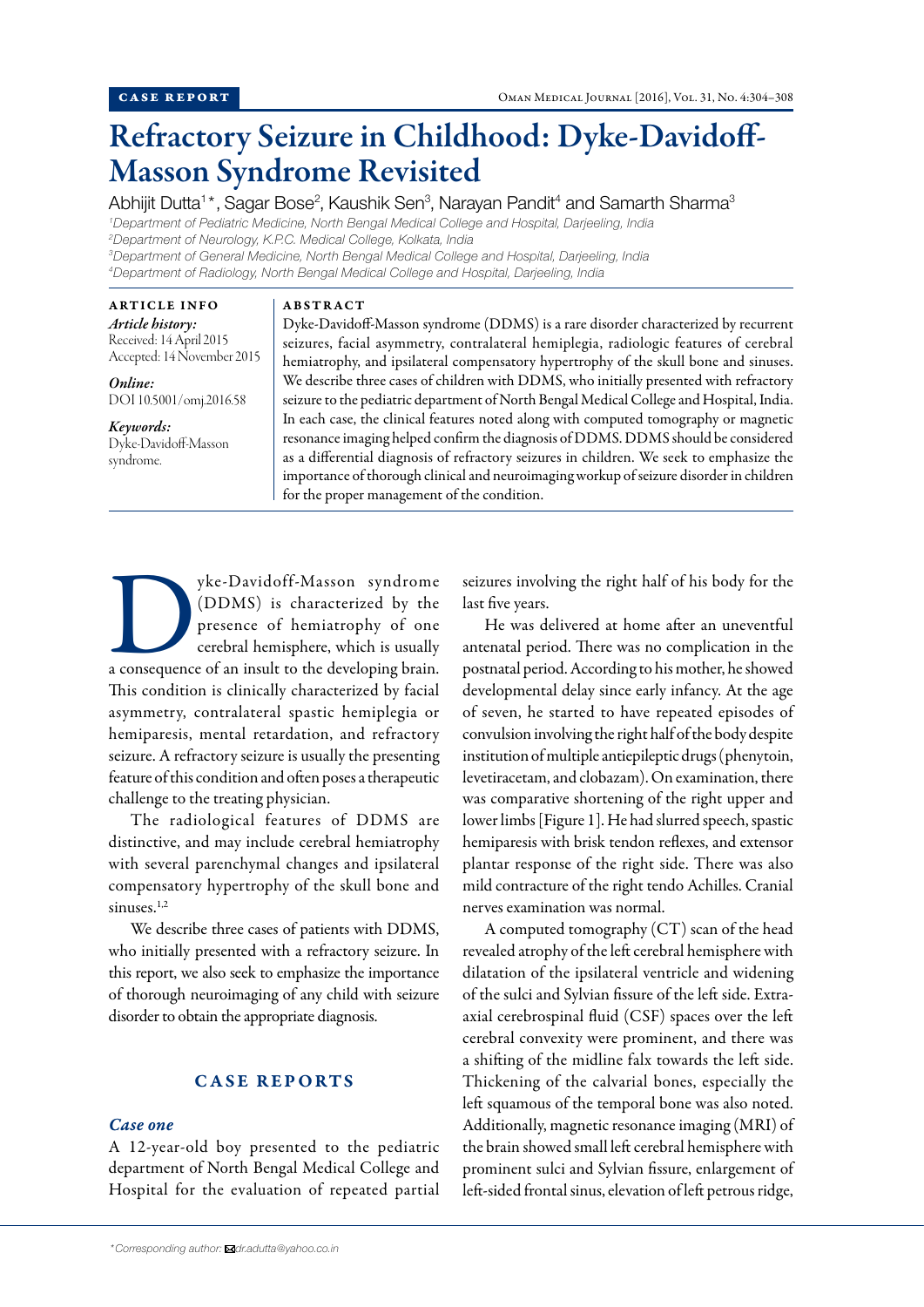CASE REPORT

# Refractory Seizure in Childhood: Dyke-Davidoff-Masson Syndrome Revisited

Abhijit Dutta[1]*, Sagar Bose[2], Kaushik Sen[3], Narayan Pandit[4] and Samarth Sharma[3]

[1]Department of Pediatric Medicine, North Bengal Medical College and Hospital, Darjeeling, India
[2]Department of Neurology, K.P.C. Medical College, Kolkata, India
[3]Department of General Medicine, North Bengal Medical College and Hospital, Darjeeling, India
[4]Department of Radiology, North Bengal Medical College and Hospital, Darjeeling, India

**ARTICLE INFO**

*Article history:*
Received: 14 April 2015
Accepted: 14 November 2015

*Online:*
DOI 10.5001/omj.2016.58

*Keywords:*
Dyke-Davidoff-Masson syndrome.

**ABSTRACT**

Dyke-Davidoff-Masson syndrome (DDMS) is a rare disorder characterized by recurrent seizures, facial asymmetry, contralateral hemiplegia, radiologic features of cerebral hemiatrophy, and ipsilateral compensatory hypertrophy of the skull bone and sinuses. We describe three cases of children with DDMS, who initially presented with refractory seizure to the pediatric department of North Bengal Medical College and Hospital, India. In each case, the clinical features noted along with computed tomography or magnetic resonance imaging helped confirm the diagnosis of DDMS. DDMS should be considered as a differential diagnosis of refractory seizures in children. We seek to emphasize the importance of thorough clinical and neuroimaging workup of seizure disorder in children for the proper management of the condition.

Dyke-Davidoff-Masson syndrome (DDMS) is characterized by the presence of hemiatrophy of one cerebral hemisphere, which is usually a consequence of an insult to the developing brain. This condition is clinically characterized by facial asymmetry, contralateral spastic hemiplegia or hemiparesis, mental retardation, and refractory seizure. A refractory seizure is usually the presenting feature of this condition and often poses a therapeutic challenge to the treating physician.

The radiological features of DDMS are distinctive, and may include cerebral hemiatrophy with several parenchymal changes and ipsilateral compensatory hypertrophy of the skull bone and sinuses.[1,2]

We describe three cases of patients with DDMS, who initially presented with a refractory seizure. In this report, we also seek to emphasize the importance of thorough neuroimaging of any child with seizure disorder to obtain the appropriate diagnosis.

## CASE REPORTS

### *Case one*

A 12-year-old boy presented to the pediatric department of North Bengal Medical College and Hospital for the evaluation of repeated partial seizures involving the right half of his body for the last five years.

He was delivered at home after an uneventful antenatal period. There was no complication in the postnatal period. According to his mother, he showed developmental delay since early infancy. At the age of seven, he started to have repeated episodes of convulsion involving the right half of the body despite institution of multiple antiepileptic drugs (phenytoin, levetiracetam, and clobazam). On examination, there was comparative shortening of the right upper and lower limbs [Figure 1]. He had slurred speech, spastic hemiparesis with brisk tendon reflexes, and extensor plantar response of the right side. There was also mild contracture of the right tendo Achilles. Cranial nerves examination was normal.

A computed tomography (CT) scan of the head revealed atrophy of the left cerebral hemisphere with dilatation of the ipsilateral ventricle and widening of the sulci and Sylvian fissure of the left side. Extra-axial cerebrospinal fluid (CSF) spaces over the left cerebral convexity were prominent, and there was a shifting of the midline falx towards the left side. Thickening of the calvarial bones, especially the left squamous of the temporal bone was also noted. Additionally, magnetic resonance imaging (MRI) of the brain showed small left cerebral hemisphere with prominent sulci and Sylvian fissure, enlargement of left-sided frontal sinus, elevation of left petrous ridge,

*Corresponding author: dr.adutta@yahoo.co.in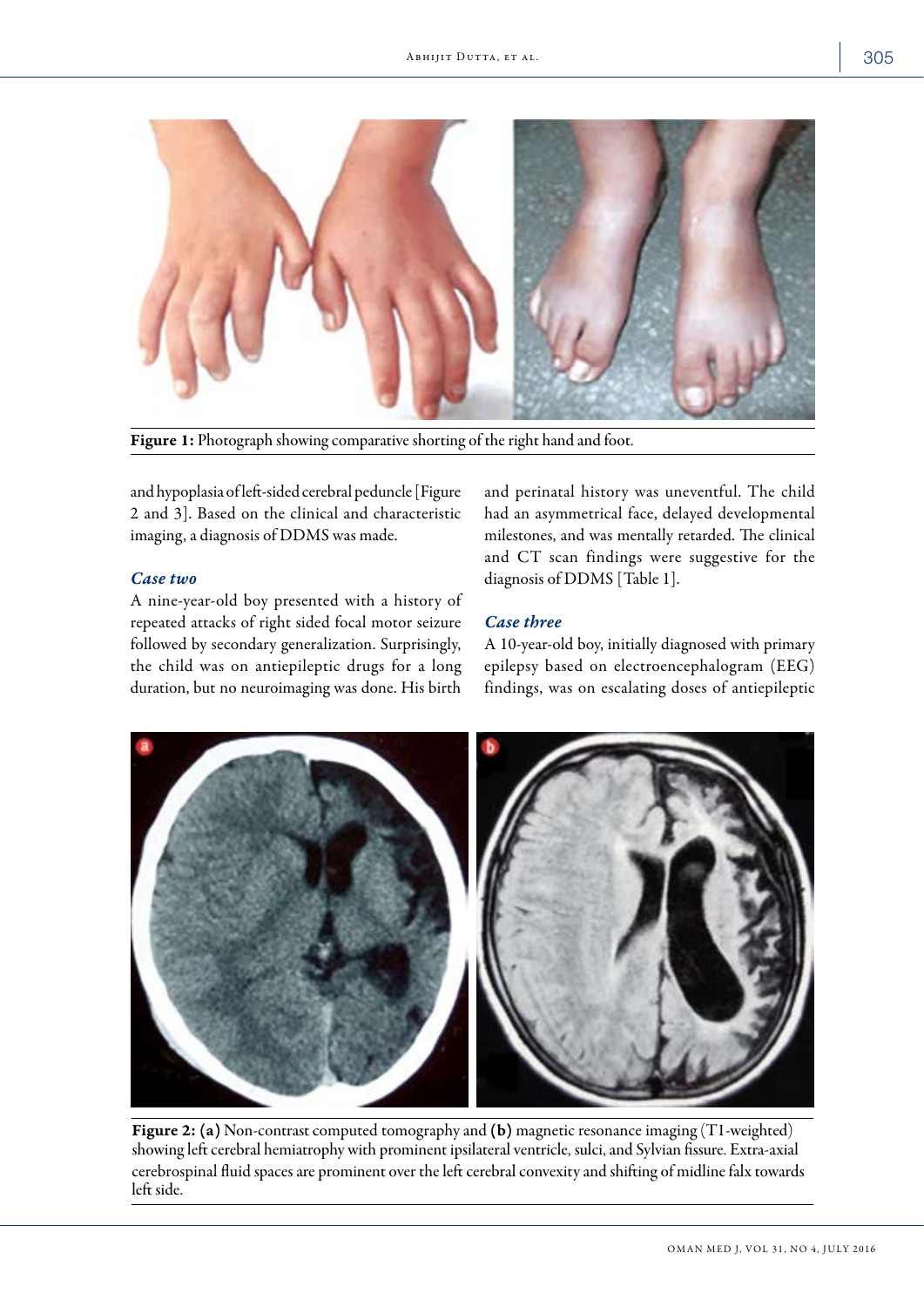Figure 1: Photograph showing comparative shorting of the right hand and foot.

and hypoplasia of left-sided cerebral peduncle [Figure 2 and 3]. Based on the clinical and characteristic imaging, a diagnosis of DDMS was made.

### *Case two*

A nine-year-old boy presented with a history of repeated attacks of right sided focal motor seizure followed by secondary generalization. Surprisingly, the child was on antiepileptic drugs for a long duration, but no neuroimaging was done. His birth and perinatal history was uneventful. The child had an asymmetrical face, delayed developmental milestones, and was mentally retarded. The clinical and CT scan findings were suggestive for the diagnosis of DDMS [Table 1].

### *Case three*

A 10-year-old boy, initially diagnosed with primary epilepsy based on electroencephalogram (EEG) findings, was on escalating doses of antiepileptic

**Figure 2:** **(a)** Non-contrast computed tomography and **(b)** magnetic resonance imaging (T1-weighted) showing left cerebral hemiatrophy with prominent ipsilateral ventricle, sulci, and Sylvian fissure. Extra-axial cerebrospinal fluid spaces are prominent over the left cerebral convexity and shifting of midline falx towards left side.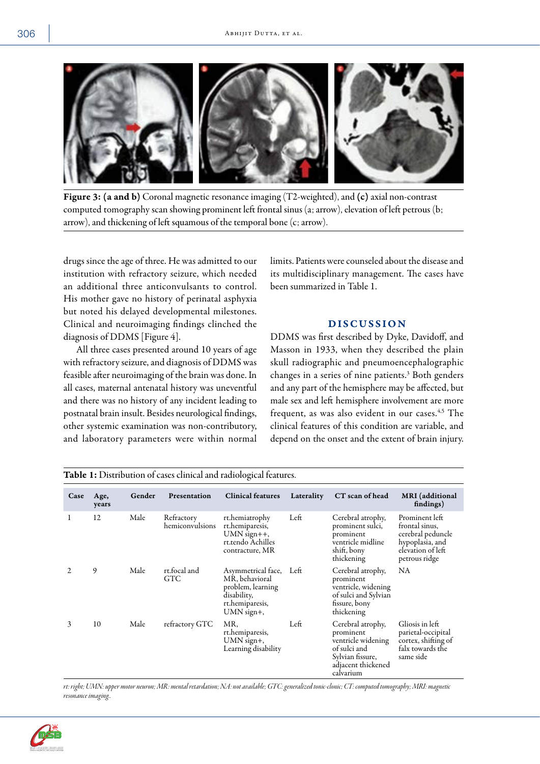**Figure 3: (a and b)** Coronal magnetic resonance imaging (T2-weighted), and **(c)** axial non-contrast computed tomography scan showing prominent left frontal sinus (a; arrow), elevation of left petrous (b; arrow), and thickening of left squamous of the temporal bone (c; arrow).

drugs since the age of three. He was admitted to our institution with refractory seizure, which needed an additional three anticonvulsants to control. His mother gave no history of perinatal asphyxia but noted his delayed developmental milestones. Clinical and neuroimaging findings clinched the diagnosis of DDMS [Figure 4].

All three cases presented around 10 years of age with refractory seizure, and diagnosis of DDMS was feasible after neuroimaging of the brain was done. In all cases, maternal antenatal history was uneventful and there was no history of any incident leading to postnatal brain insult. Besides neurological findings, other systemic examination was non-contributory, and laboratory parameters were within normal limits. Patients were counseled about the disease and its multidisciplinary management. The cases have been summarized in Table 1.

## DISCUSSION

DDMS was first described by Dyke, Davidoff, and Masson in 1933, when they described the plain skull radiographic and pneumoencephalographic changes in a series of nine patients.[3] Both genders and any part of the hemisphere may be affected, but male sex and left hemisphere involvement are more frequent, as was also evident in our cases.[4,5] The clinical features of this condition are variable, and depend on the onset and the extent of brain injury.

**Table 1:** Distribution of cases clinical and radiological features.

| Case | Age, years | Gender | Presentation | Clinical features | Laterality | CT scan of head | MRI (additional findings) |
|---|---|---|---|---|---|---|---|
| 1 | 12 | Male | Refractory hemiconvulsions | rt.hemiatrophy rt.hemiparesis, UMN sign++, rt.tendo Achilles contracture, MR | Left | Cerebral atrophy, prominent sulci, prominent ventricle midline shift, bony thickening | Prominent left frontal sinus, cerebral peduncle hypoplasia, and elevation of left petrous ridge |
| 2 | 9 | Male | rt.focal and GTC | Asymmetrical face, MR, behavioral problem, learning disability, rt.hemiparesis, UMN sign+, | Left | Cerebral atrophy, prominent ventricle, widening of sulci and Sylvian fissure, bony thickening | NA |
| 3 | 10 | Male | refractory GTC | MR, rt.hemiparesis, UMN sign+, Learning disability | Left | Cerebral atrophy, prominent ventricle widening of sulci and Sylvian fissure, adjacent thickened calvarium | Gliosis in left parietal-occipital cortex, shifting of falx towards the same side |

*rt: right; UMN: upper motor neuron; MR: mental retardation; NA: not available; GTC: generalized tonic-clonic; CT: computed tomography; MRI: magnetic resonance imaging.*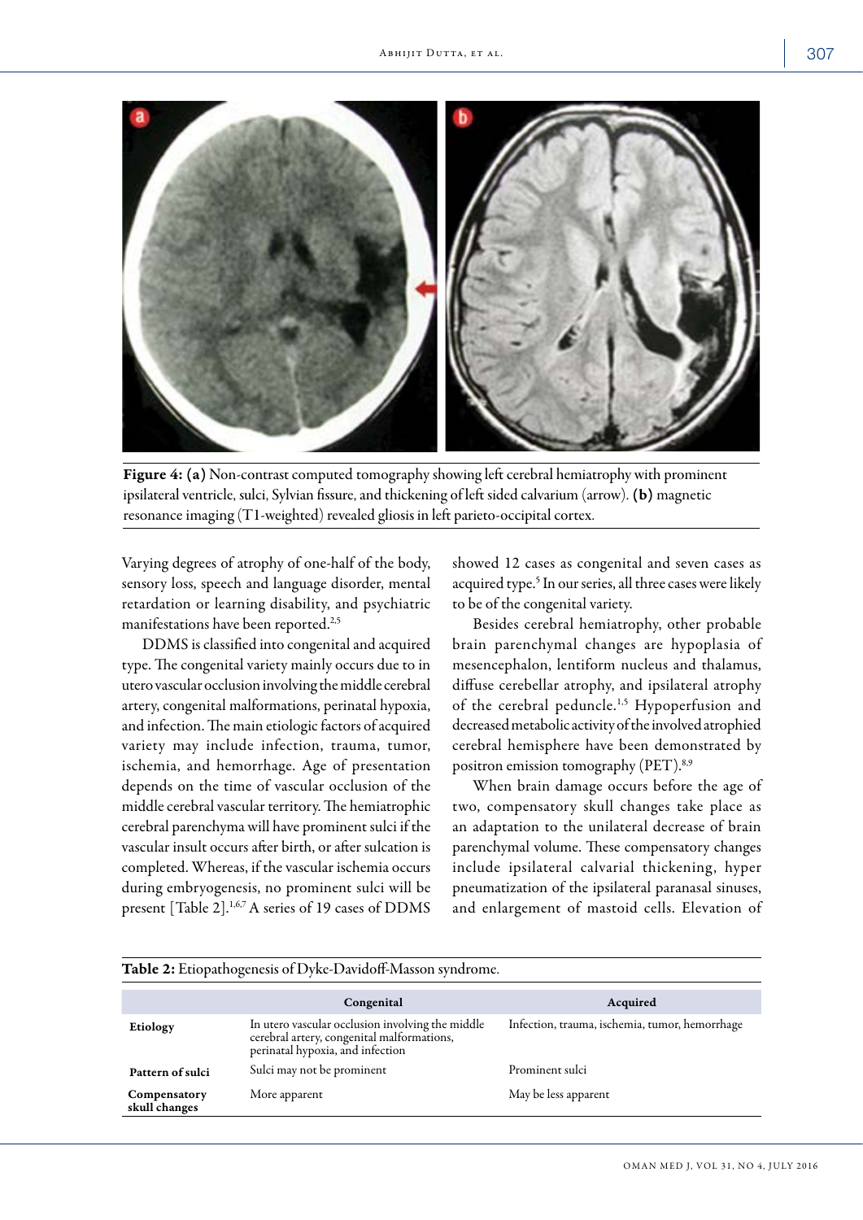**Figure 4:** **(a)** Non-contrast computed tomography showing left cerebral hemiatrophy with prominent ipsilateral ventricle, sulci, Sylvian fissure, and thickening of left sided calvarium (arrow). **(b)** magnetic resonance imaging (T1-weighted) revealed gliosis in left parieto-occipital cortex.

Varying degrees of atrophy of one-half of the body, sensory loss, speech and language disorder, mental retardation or learning disability, and psychiatric manifestations have been reported.[2,5]

DDMS is classified into congenital and acquired type. The congenital variety mainly occurs due to in utero vascular occlusion involving the middle cerebral artery, congenital malformations, perinatal hypoxia, and infection. The main etiologic factors of acquired variety may include infection, trauma, tumor, ischemia, and hemorrhage. Age of presentation depends on the time of vascular occlusion of the middle cerebral vascular territory. The hemiatrophic cerebral parenchyma will have prominent sulci if the vascular insult occurs after birth, or after sulcation is completed. Whereas, if the vascular ischemia occurs during embryogenesis, no prominent sulci will be present [Table 2].[1,6,7] A series of 19 cases of DDMS showed 12 cases as congenital and seven cases as acquired type.[5] In our series, all three cases were likely to be of the congenital variety.

Besides cerebral hemiatrophy, other probable brain parenchymal changes are hypoplasia of mesencephalon, lentiform nucleus and thalamus, diffuse cerebellar atrophy, and ipsilateral atrophy of the cerebral peduncle.[1,5] Hypoperfusion and decreased metabolic activity of the involved atrophied cerebral hemisphere have been demonstrated by positron emission tomography (PET).[8,9]

When brain damage occurs before the age of two, compensatory skull changes take place as an adaptation to the unilateral decrease of brain parenchymal volume. These compensatory changes include ipsilateral calvarial thickening, hyper pneumatization of the ipsilateral paranasal sinuses, and enlargement of mastoid cells. Elevation of

**Table 2:** Etiopathogenesis of Dyke-Davidoff-Masson syndrome.

| | Congenital | Acquired |
|---|---|---|
| **Etiology** | In utero vascular occlusion involving the middle cerebral artery, congenital malformations, perinatal hypoxia, and infection | Infection, trauma, ischemia, tumor, hemorrhage |
| **Pattern of sulci** | Sulci may not be prominent | Prominent sulci |
| **Compensatory skull changes** | More apparent | May be less apparent |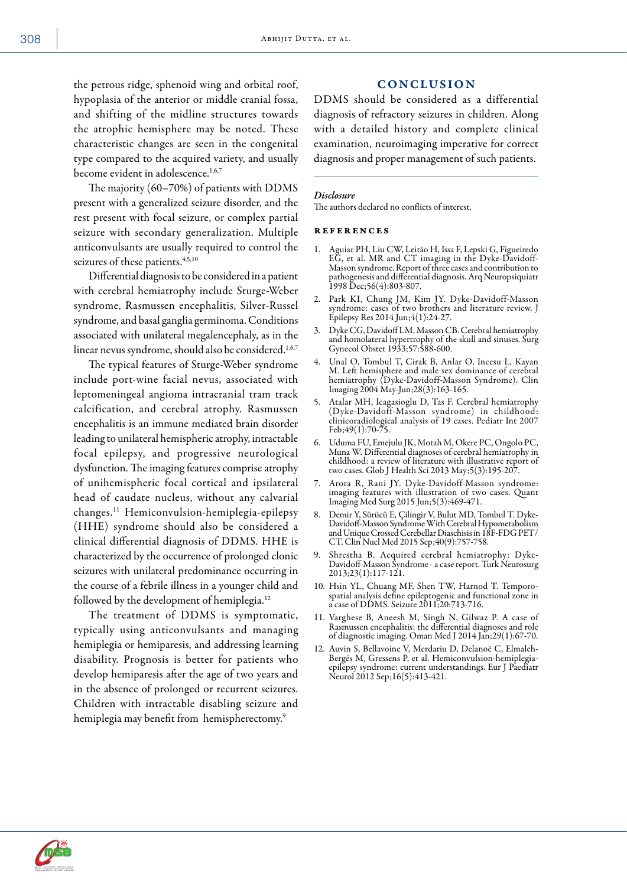the petrous ridge, sphenoid wing and orbital roof, hypoplasia of the anterior or middle cranial fossa, and shifting of the midline structures towards the atrophic hemisphere may be noted. These characteristic changes are seen in the congenital type compared to the acquired variety, and usually become evident in adolescence.[1,6,7]

The majority (60–70%) of patients with DDMS present with a generalized seizure disorder, and the rest present with focal seizure, or complex partial seizure with secondary generalization. Multiple anticonvulsants are usually required to control the seizures of these patients.[4,5,10]

Differential diagnosis to be considered in a patient with cerebral hemiatrophy include Sturge-Weber syndrome, Rasmussen encephalitis, Silver-Russel syndrome, and basal ganglia germinoma. Conditions associated with unilateral megalencephaly, as in the linear nevus syndrome, should also be considered.[1,6,7]

The typical features of Sturge-Weber syndrome include port-wine facial nevus, associated with leptomeningeal angioma intracranial tram track calcification, and cerebral atrophy. Rasmussen encephalitis is an immune mediated brain disorder leading to unilateral hemispheric atrophy, intractable focal epilepsy, and progressive neurological dysfunction. The imaging features comprise atrophy of unihemispheric focal cortical and ipsilateral head of caudate nucleus, without any calvarial changes.[11] Hemiconvulsion-hemiplegia-epilepsy (HHE) syndrome should also be considered a clinical differential diagnosis of DDMS. HHE is characterized by the occurrence of prolonged clonic seizures with unilateral predominance occurring in the course of a febrile illness in a younger child and followed by the development of hemiplegia.[12]

The treatment of DDMS is symptomatic, typically using anticonvulsants and managing hemiplegia or hemiparesis, and addressing learning disability. Prognosis is better for patients who develop hemiparesis after the age of two years and in the absence of prolonged or recurrent seizures. Children with intractable disabling seizure and hemiplegia may benefit from hemispherectomy.[9]

## CONCLUSION

DDMS should be considered as a differential diagnosis of refractory seizures in children. Along with a detailed history and complete clinical examination, neuroimaging imperative for correct diagnosis and proper management of such patients.

### *Disclosure*

The authors declared no conflicts of interest.

## REFERENCES

1. Aguiar PH, Liu CW, Leitão H, Issa F, Lepski G, Figueiredo EG, et al. MR and CT imaging in the Dyke-Davidoff-Masson syndrome. Report of three cases and contribution to pathogenesis and differential diagnosis. Arq Neuropsiquiatr 1998 Dec;56(4):803-807.
2. Park KI, Chung JM, Kim JY. Dyke-Davidoff-Masson syndrome: cases of two brothers and literature review. J Epilepsy Res 2014 Jun;4(1):24-27.
3. Dyke CG, Davidoff LM, Masson CB. Cerebral hemiatrophy and homolateral hypertrophy of the skull and sinuses. Surg Gynecol Obstet 1933;57:588-600.
4. Unal O, Tombul T, Cirak B, Anlar O, Incesu L, Kayan M. Left hemisphere and male sex dominance of cerebral hemiatrophy (Dyke-Davidoff-Masson Syndrome). Clin Imaging 2004 May-Jun;28(3):163-165.
5. Atalar MH, Icagasioglu D, Tas F. Cerebral hemiatrophy (Dyke-Davidoff-Masson syndrome) in childhood: clinicoradiological analysis of 19 cases. Pediatr Int 2007 Feb;49(1):70-75.
6. Uduma FU, Emejulu JK, Motah M, Okere PC, Ongolo PC, Muna W. Differential diagnoses of cerebral hemiatrophy in childhood: a review of literature with illustrative report of two cases. Glob J Health Sci 2013 May;5(3):195-207.
7. Arora R, Rani JY. Dyke-Davidoff-Masson syndrome: imaging features with illustration of two cases. Quant Imaging Med Surg 2015 Jun;5(3):469-471.
8. Demir Y, Sürücü E, Çilingir V, Bulut MD, Tombul T. Dyke-Davidoff-Masson Syndrome With Cerebral Hypometabolism and Unique Crossed Cerebellar Diaschisis in 18F-FDG PET/CT. Clin Nucl Med 2015 Sep;40(9):757-758.
9. Shrestha B. Acquired cerebral hemiatrophy: Dyke-Davidoff-Masson Syndrome - a case report. Turk Neurosurg 2013;23(1):117-121.
10. Hsin YL, Chuang MF, Shen TW, Harnod T. Temporo-spatial analysis define epileptogenic and functional zone in a case of DDMS. Seizure 2011;20:713-716.
11. Varghese B, Aneesh M, Singh N, Gilwaz P. A case of Rasmussen encephalitis: the differential diagnoses and role of diagnostic imaging. Oman Med J 2014 Jan;29(1):67-70.
12. Auvin S, Bellavoine V, Merdariu D, Delanoë C, Elmaleh-Bergés M, Gressens P, et al. Hemiconvulsion-hemiplegia-epilepsy syndrome: current understandings. Eur J Paediatr Neurol 2012 Sep;16(5):413-421.